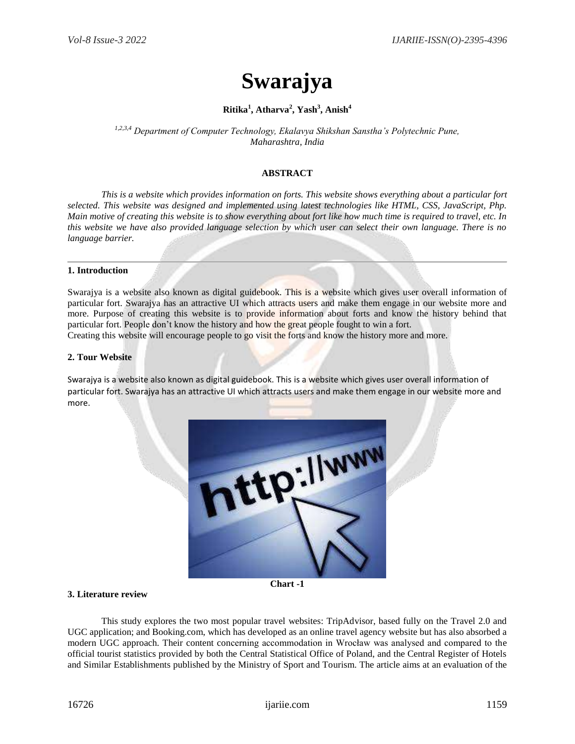# Swarajya

**Ritika[1], Atharva[2], Yash[3], Anish[4]**

*[1,2,3,4] Department of Computer Technology, Ekalavya Shikshan Sanstha's Polytechnic Pune, Maharashtra, India*

## ABSTRACT

*This is a website which provides information on forts. This website shows everything about a particular fort selected. This website was designed and implemented using latest technologies like HTML, CSS, JavaScript, Php. Main motive of creating this website is to show everything about fort like how much time is required to travel, etc. In this website we have also provided language selection by which user can select their own language. There is no language barrier.*

---

### 1. Introduction

Swarajya is a website also known as digital guidebook. This is a website which gives user overall information of particular fort. Swarajya has an attractive UI which attracts users and make them engage in our website more and more. Purpose of creating this website is to provide information about forts and know the history behind that particular fort. People don't know the history and how the great people fought to win a fort.
Creating this website will encourage people to go visit the forts and know the history more and more.

### 2. Tour Website

Swarajya is a website also known as digital guidebook. This is a website which gives user overall information of particular fort. Swarajya has an attractive UI which attracts users and make them engage in our website more and more.

**Chart -1**

### 3. Literature review

This study explores the two most popular travel websites: TripAdvisor, based fully on the Travel 2.0 and UGC application; and Booking.com, which has developed as an online travel agency website but has also absorbed a modern UGC approach. Their content concerning accommodation in Wrocław was analysed and compared to the official tourist statistics provided by both the Central Statistical Office of Poland, and the Central Register of Hotels and Similar Establishments published by the Ministry of Sport and Tourism. The article aims at an evaluation of the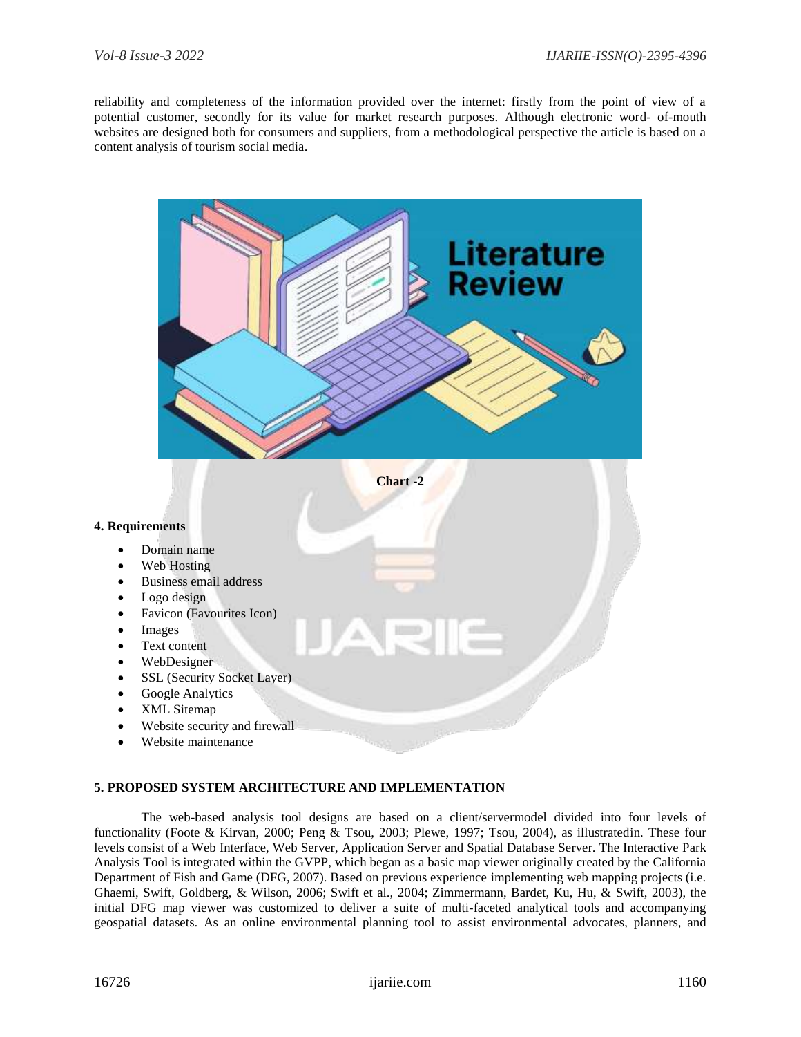reliability and completeness of the information provided over the internet: firstly from the point of view of a potential customer, secondly for its value for market research purposes. Although electronic word- of-mouth websites are designed both for consumers and suppliers, from a methodological perspective the article is based on a content analysis of tourism social media.

**Chart -2**

### 4. Requirements

- Domain name
- Web Hosting
- Business email address
- Logo design
- Favicon (Favourites Icon)
- Images
- Text content
- WebDesigner
- SSL (Security Socket Layer)
- Google Analytics
- XML Sitemap
- Website security and firewall
- Website maintenance

### 5. PROPOSED SYSTEM ARCHITECTURE AND IMPLEMENTATION

The web-based analysis tool designs are based on a client/servermodel divided into four levels of functionality (Foote & Kirvan, 2000; Peng & Tsou, 2003; Plewe, 1997; Tsou, 2004), as illustratedin. These four levels consist of a Web Interface, Web Server, Application Server and Spatial Database Server. The Interactive Park Analysis Tool is integrated within the GVPP, which began as a basic map viewer originally created by the California Department of Fish and Game (DFG, 2007). Based on previous experience implementing web mapping projects (i.e. Ghaemi, Swift, Goldberg, & Wilson, 2006; Swift et al., 2004; Zimmermann, Bardet, Ku, Hu, & Swift, 2003), the initial DFG map viewer was customized to deliver a suite of multi-faceted analytical tools and accompanying geospatial datasets. As an online environmental planning tool to assist environmental advocates, planners, and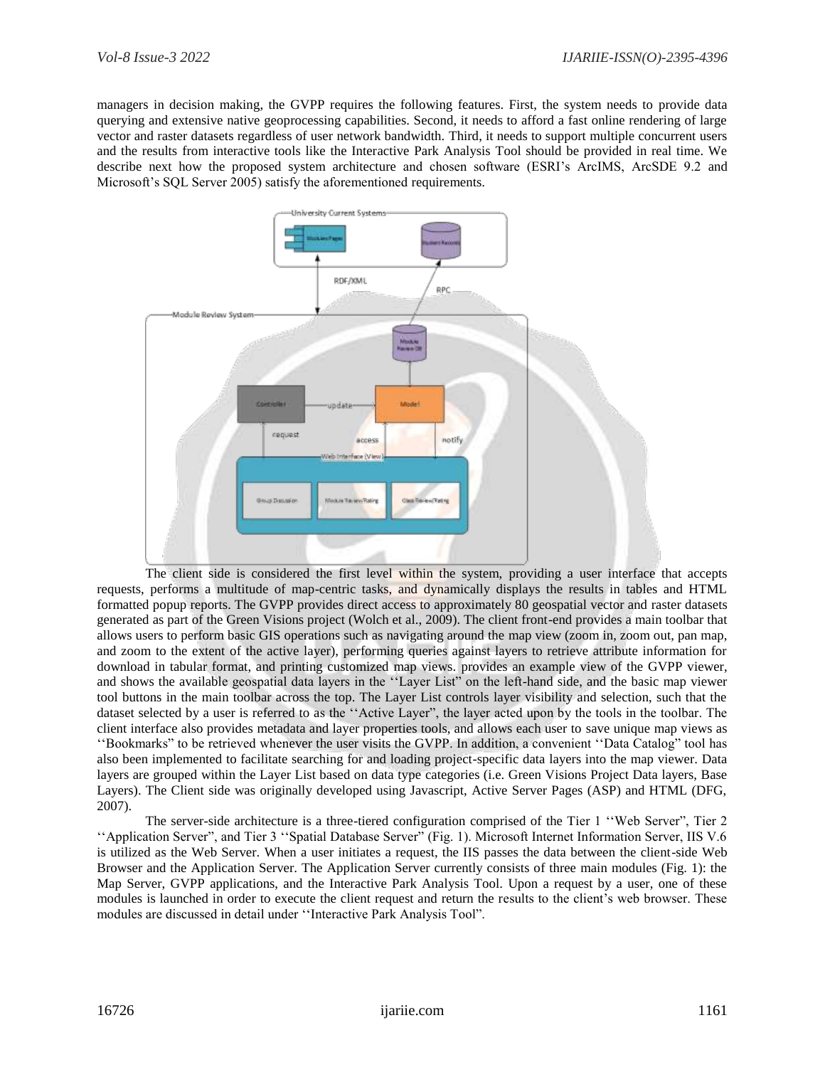managers in decision making, the GVPP requires the following features. First, the system needs to provide data querying and extensive native geoprocessing capabilities. Second, it needs to afford a fast online rendering of large vector and raster datasets regardless of user network bandwidth. Third, it needs to support multiple concurrent users and the results from interactive tools like the Interactive Park Analysis Tool should be provided in real time. We describe next how the proposed system architecture and chosen software (ESRI's ArcIMS, ArcSDE 9.2 and Microsoft's SQL Server 2005) satisfy the aforementioned requirements.

The client side is considered the first level within the system, providing a user interface that accepts requests, performs a multitude of map-centric tasks, and dynamically displays the results in tables and HTML formatted popup reports. The GVPP provides direct access to approximately 80 geospatial vector and raster datasets generated as part of the Green Visions project (Wolch et al., 2009). The client front-end provides a main toolbar that allows users to perform basic GIS operations such as navigating around the map view (zoom in, zoom out, pan map, and zoom to the extent of the active layer), performing queries against layers to retrieve attribute information for download in tabular format, and printing customized map views. provides an example view of the GVPP viewer, and shows the available geospatial data layers in the ''Layer List" on the left-hand side, and the basic map viewer tool buttons in the main toolbar across the top. The Layer List controls layer visibility and selection, such that the dataset selected by a user is referred to as the ''Active Layer", the layer acted upon by the tools in the toolbar. The client interface also provides metadata and layer properties tools, and allows each user to save unique map views as ''Bookmarks" to be retrieved whenever the user visits the GVPP. In addition, a convenient ''Data Catalog" tool has also been implemented to facilitate searching for and loading project-specific data layers into the map viewer. Data layers are grouped within the Layer List based on data type categories (i.e. Green Visions Project Data layers, Base Layers). The Client side was originally developed using Javascript, Active Server Pages (ASP) and HTML (DFG, 2007).

The server-side architecture is a three-tiered configuration comprised of the Tier 1 ''Web Server", Tier 2 ''Application Server", and Tier 3 ''Spatial Database Server" (Fig. 1). Microsoft Internet Information Server, IIS V.6 is utilized as the Web Server. When a user initiates a request, the IIS passes the data between the client-side Web Browser and the Application Server. The Application Server currently consists of three main modules (Fig. 1): the Map Server, GVPP applications, and the Interactive Park Analysis Tool. Upon a request by a user, one of these modules is launched in order to execute the client request and return the results to the client's web browser. These modules are discussed in detail under ''Interactive Park Analysis Tool".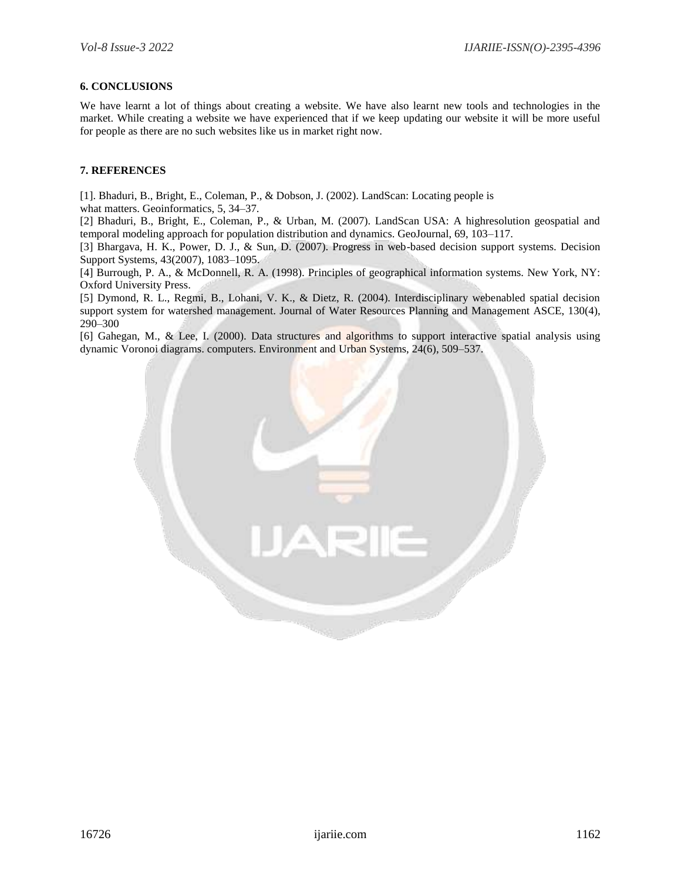## 6. CONCLUSIONS

We have learnt a lot of things about creating a website. We have also learnt new tools and technologies in the market. While creating a website we have experienced that if we keep updating our website it will be more useful for people as there are no such websites like us in market right now.

## 7. REFERENCES

[1]. Bhaduri, B., Bright, E., Coleman, P., & Dobson, J. (2002). LandScan: Locating people is what matters. Geoinformatics, 5, 34–37.

[2] Bhaduri, B., Bright, E., Coleman, P., & Urban, M. (2007). LandScan USA: A highresolution geospatial and temporal modeling approach for population distribution and dynamics. GeoJournal, 69, 103–117.

[3] Bhargava, H. K., Power, D. J., & Sun, D. (2007). Progress in web-based decision support systems. Decision Support Systems, 43(2007), 1083–1095.

[4] Burrough, P. A., & McDonnell, R. A. (1998). Principles of geographical information systems. New York, NY: Oxford University Press.

[5] Dymond, R. L., Regmi, B., Lohani, V. K., & Dietz, R. (2004). Interdisciplinary webenabled spatial decision support system for watershed management. Journal of Water Resources Planning and Management ASCE, 130(4), 290–300

[6] Gahegan, M., & Lee, I. (2000). Data structures and algorithms to support interactive spatial analysis using dynamic Voronoi diagrams. computers. Environment and Urban Systems, 24(6), 509–537.